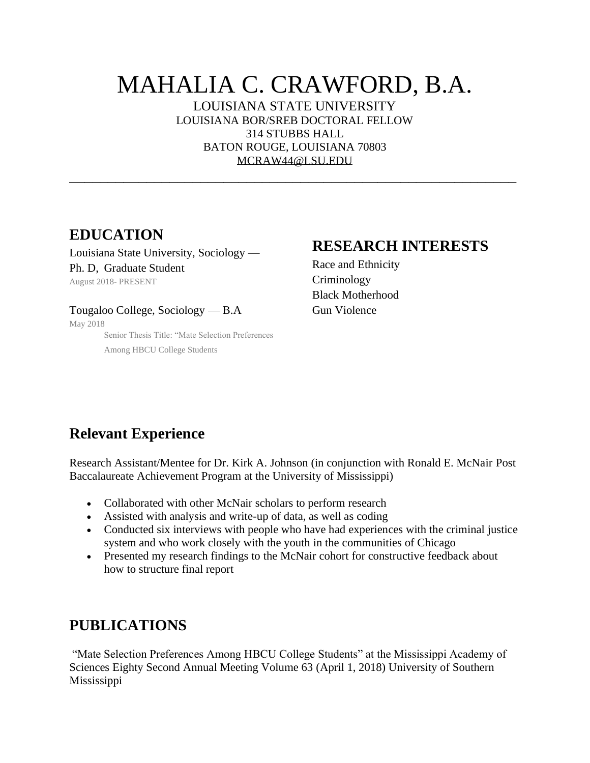# MAHALIA C. CRAWFORD, B.A.

LOUISIANA STATE UNIVERSITY
LOUISIANA BOR/SREB DOCTORAL FELLOW
314 STUBBS HALL
BATON ROUGE, LOUISIANA 70803
MCRAW44@LSU.EDU

---

## EDUCATION

Louisiana State University, Sociology — Ph. D, Graduate Student
August 2018- PRESENT

Tougaloo College, Sociology — B.A
May 2018
Senior Thesis Title: "Mate Selection Preferences Among HBCU College Students

## RESEARCH INTERESTS

Race and Ethnicity
Criminology
Black Motherhood
Gun Violence

## Relevant Experience

Research Assistant/Mentee for Dr. Kirk A. Johnson (in conjunction with Ronald E. McNair Post Baccalaureate Achievement Program at the University of Mississippi)

- Collaborated with other McNair scholars to perform research
- Assisted with analysis and write-up of data, as well as coding
- Conducted six interviews with people who have had experiences with the criminal justice system and who work closely with the youth in the communities of Chicago
- Presented my research findings to the McNair cohort for constructive feedback about how to structure final report

## PUBLICATIONS

"Mate Selection Preferences Among HBCU College Students" at the Mississippi Academy of Sciences Eighty Second Annual Meeting Volume 63 (April 1, 2018) University of Southern Mississippi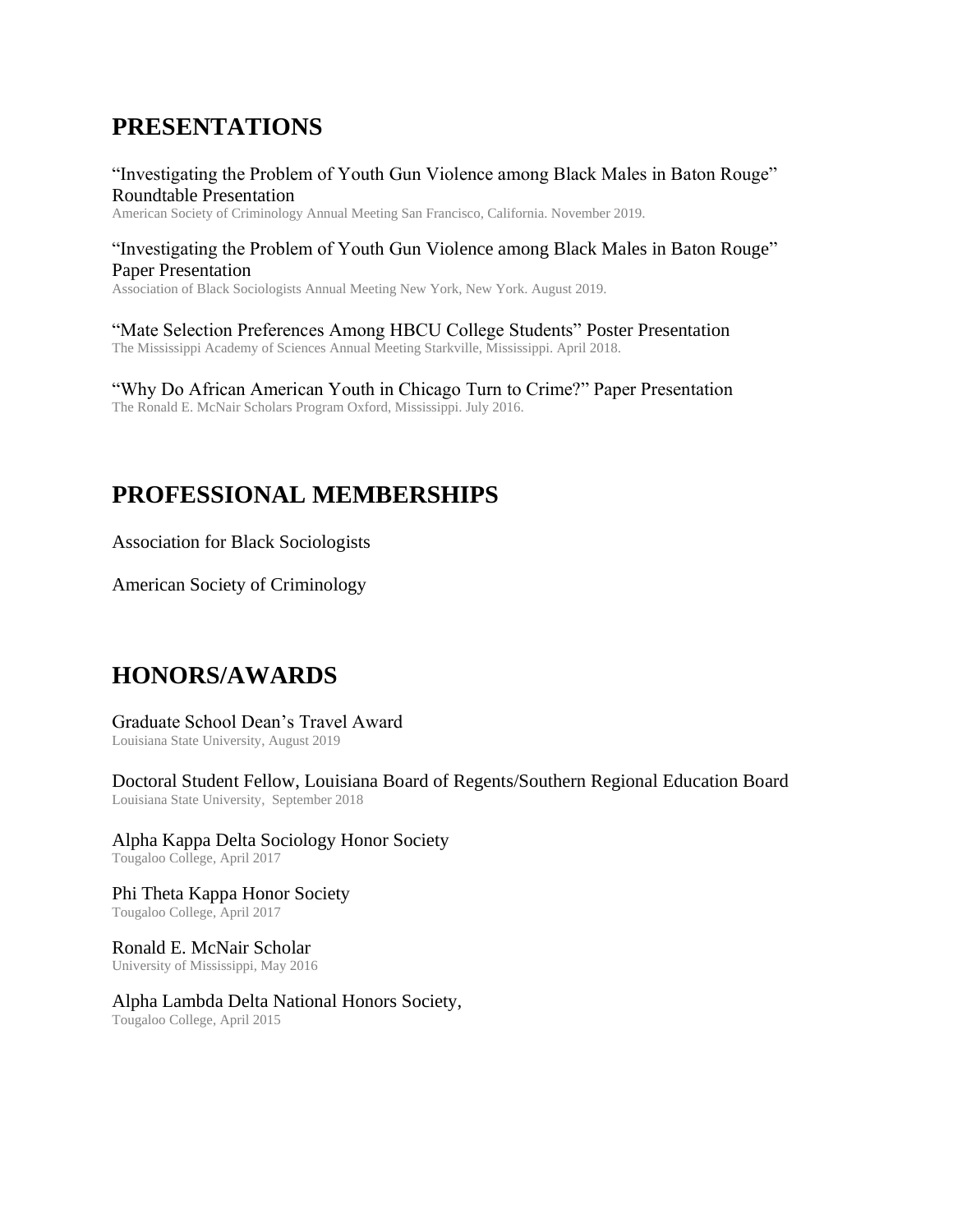## PRESENTATIONS

"Investigating the Problem of Youth Gun Violence among Black Males in Baton Rouge" Roundtable Presentation
American Society of Criminology Annual Meeting San Francisco, California. November 2019.

"Investigating the Problem of Youth Gun Violence among Black Males in Baton Rouge" Paper Presentation
Association of Black Sociologists Annual Meeting New York, New York. August 2019.

"Mate Selection Preferences Among HBCU College Students" Poster Presentation
The Mississippi Academy of Sciences Annual Meeting Starkville, Mississippi. April 2018.

"Why Do African American Youth in Chicago Turn to Crime?" Paper Presentation
The Ronald E. McNair Scholars Program Oxford, Mississippi. July 2016.

## PROFESSIONAL MEMBERSHIPS

Association for Black Sociologists

American Society of Criminology

## HONORS/AWARDS

Graduate School Dean's Travel Award
Louisiana State University, August 2019

Doctoral Student Fellow, Louisiana Board of Regents/Southern Regional Education Board
Louisiana State University, September 2018

Alpha Kappa Delta Sociology Honor Society
Tougaloo College, April 2017

Phi Theta Kappa Honor Society
Tougaloo College, April 2017

Ronald E. McNair Scholar
University of Mississippi, May 2016

Alpha Lambda Delta National Honors Society,
Tougaloo College, April 2015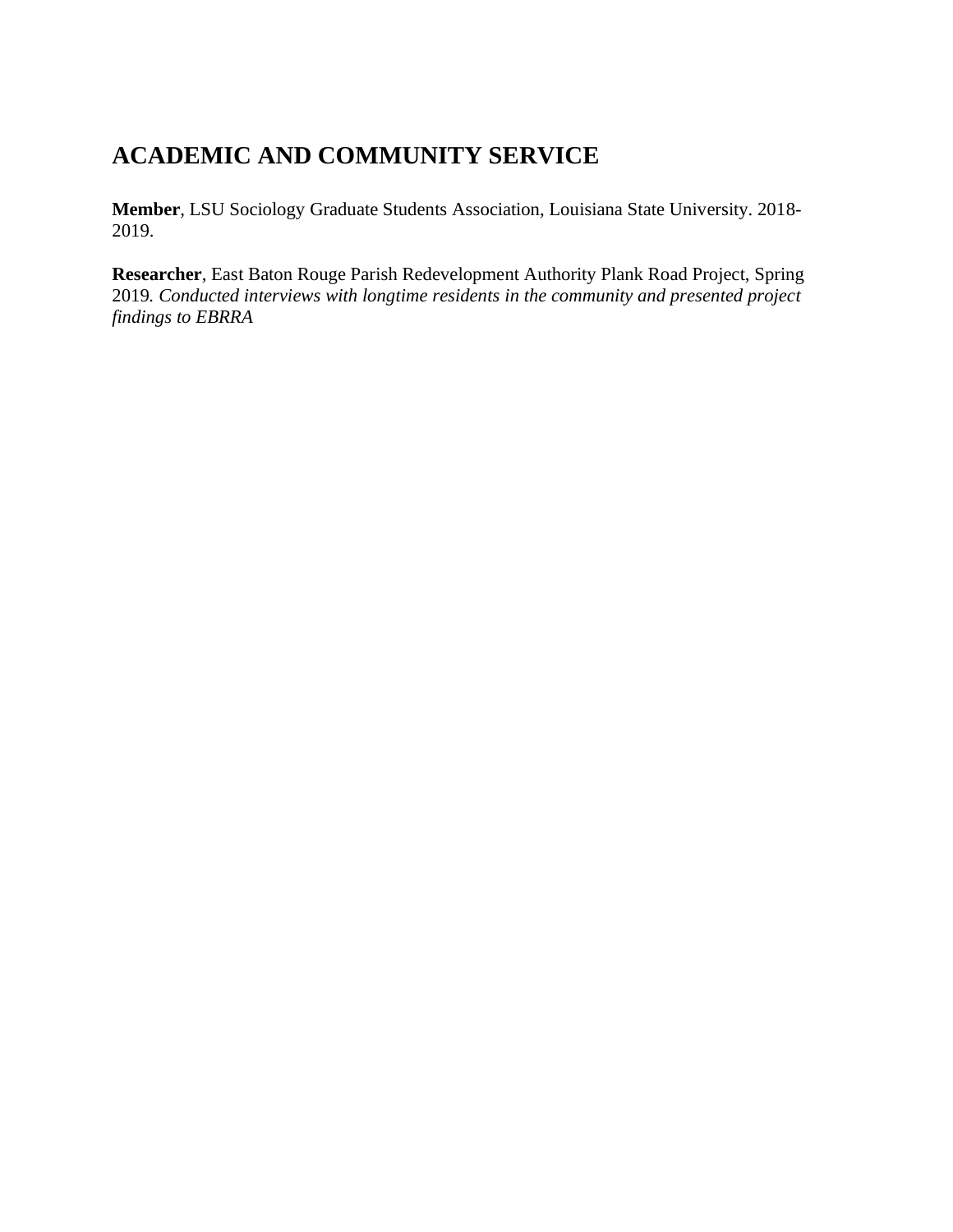## ACADEMIC AND COMMUNITY SERVICE

**Member**, LSU Sociology Graduate Students Association, Louisiana State University. 2018-2019.

**Researcher**, East Baton Rouge Parish Redevelopment Authority Plank Road Project, Spring 2019. *Conducted interviews with longtime residents in the community and presented project findings to EBRRA*